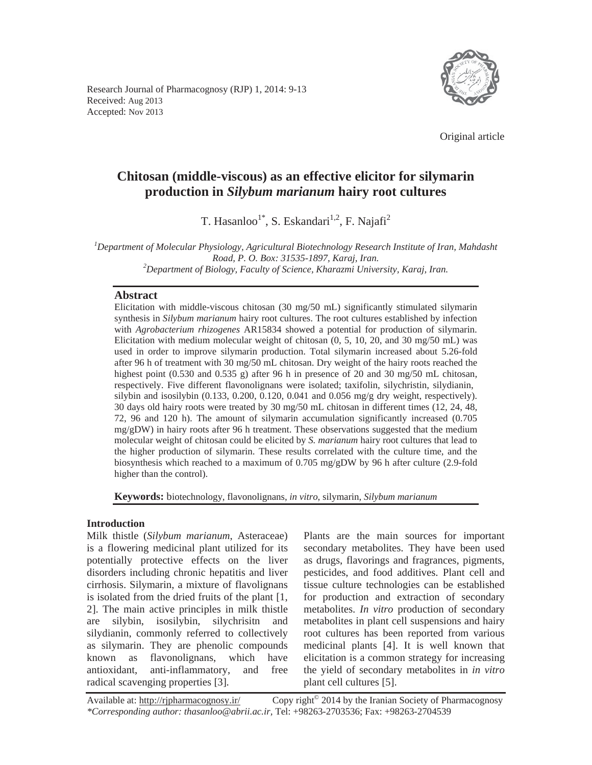Research Journal of Pharmacognosy (RJP) 1, 2014: 9-13
Received: Aug 2013
Accepted: Nov 2013

Original article

# Chitosan (middle-viscous) as an effective elicitor for silymarin production in *Silybum marianum* hairy root cultures

T. Hasanloo[1*], S. Eskandari[1,2], F. Najafi[2]

[1]*Department of Molecular Physiology, Agricultural Biotechnology Research Institute of Iran, Mahdasht Road, P. O. Box: 31535-1897, Karaj, Iran.*
[2]*Department of Biology, Faculty of Science, Kharazmi University, Karaj, Iran.*

## Abstract

Elicitation with middle-viscous chitosan (30 mg/50 mL) significantly stimulated silymarin synthesis in *Silybum marianum* hairy root cultures. The root cultures established by infection with *Agrobacterium rhizogenes* AR15834 showed a potential for production of silymarin. Elicitation with medium molecular weight of chitosan (0, 5, 10, 20, and 30 mg/50 mL) was used in order to improve silymarin production. Total silymarin increased about 5.26-fold after 96 h of treatment with 30 mg/50 mL chitosan. Dry weight of the hairy roots reached the highest point (0.530 and 0.535 g) after 96 h in presence of 20 and 30 mg/50 mL chitosan, respectively. Five different flavonolignans were isolated; taxifolin, silychristin, silydianin, silybin and isosilybin (0.133, 0.200, 0.120, 0.041 and 0.056 mg/g dry weight, respectively). 30 days old hairy roots were treated by 30 mg/50 mL chitosan in different times (12, 24, 48, 72, 96 and 120 h). The amount of silymarin accumulation significantly increased (0.705 mg/gDW) in hairy roots after 96 h treatment. These observations suggested that the medium molecular weight of chitosan could be elicited by *S. marianum* hairy root cultures that lead to the higher production of silymarin. These results correlated with the culture time, and the biosynthesis which reached to a maximum of 0.705 mg/gDW by 96 h after culture (2.9-fold higher than the control).

**Keywords:** biotechnology, flavonolignans, *in vitro*, silymarin, *Silybum marianum*

## Introduction

Milk thistle (*Silybum marianum*, Asteraceae) is a flowering medicinal plant utilized for its potentially protective effects on the liver disorders including chronic hepatitis and liver cirrhosis. Silymarin, a mixture of flavolignans is isolated from the dried fruits of the plant [1, 2]. The main active principles in milk thistle are silybin, isosilybin, silychrisitn and silydianin, commonly referred to collectively as silymarin. They are phenolic compounds known as flavonolignans, which have antioxidant, anti-inflammatory, and free radical scavenging properties [3].

Plants are the main sources for important secondary metabolites. They have been used as drugs, flavorings and fragrances, pigments, pesticides, and food additives. Plant cell and tissue culture technologies can be established for production and extraction of secondary metabolites. *In vitro* production of secondary metabolites in plant cell suspensions and hairy root cultures has been reported from various medicinal plants [4]. It is well known that elicitation is a common strategy for increasing the yield of secondary metabolites in *in vitro* plant cell cultures [5].

Available at: http://rjpharmacognosy.ir/ Copy right© 2014 by the Iranian Society of Pharmacognosy
*\*Corresponding author: thasanloo@abrii.ac.ir*, Tel: +98263-2703536; Fax: +98263-2704539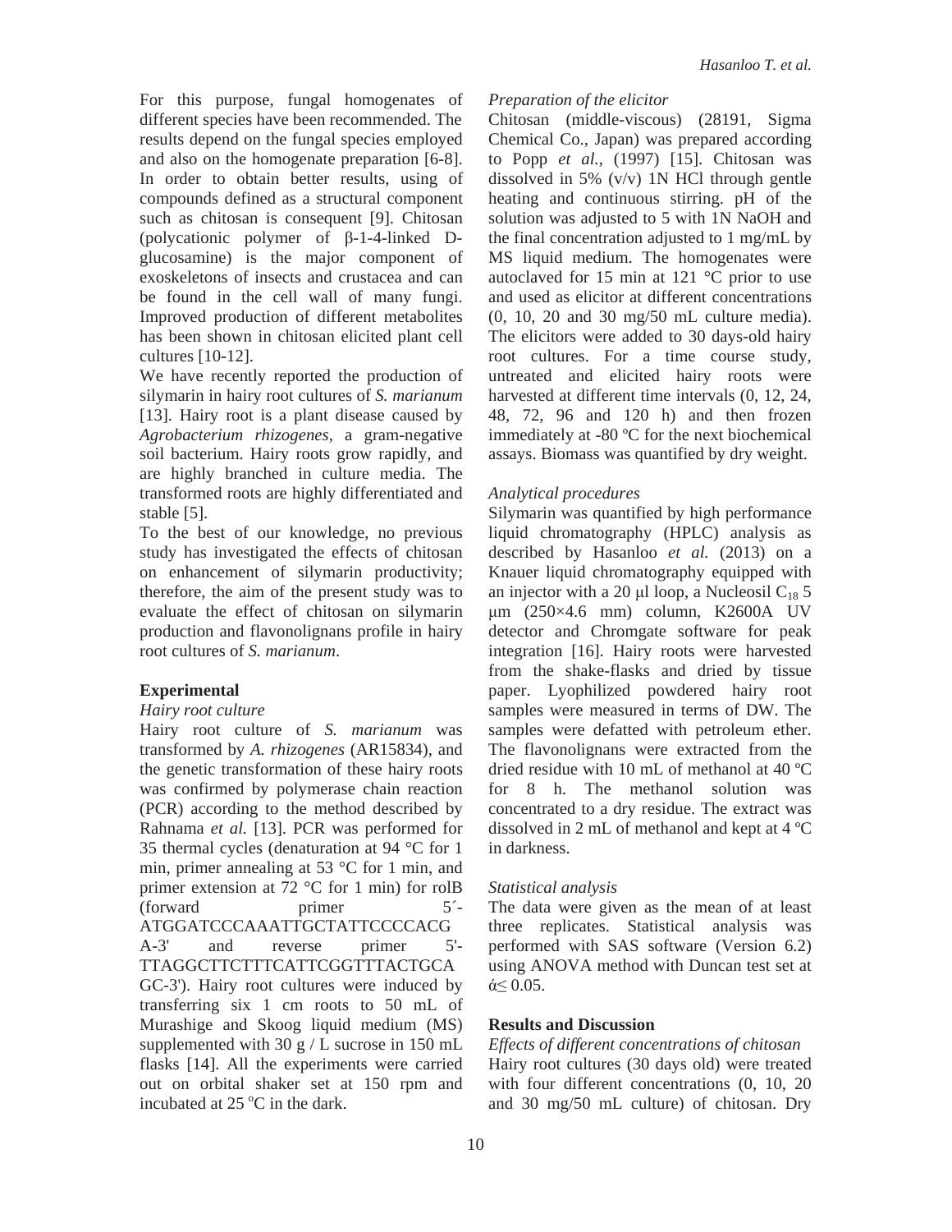For this purpose, fungal homogenates of different species have been recommended. The results depend on the fungal species employed and also on the homogenate preparation [6-8]. In order to obtain better results, using of compounds defined as a structural component such as chitosan is consequent [9]. Chitosan (polycationic polymer of β-1-4-linked D-glucosamine) is the major component of exoskeletons of insects and crustacea and can be found in the cell wall of many fungi. Improved production of different metabolites has been shown in chitosan elicited plant cell cultures [10-12].

We have recently reported the production of silymarin in hairy root cultures of *S. marianum* [13]. Hairy root is a plant disease caused by *Agrobacterium rhizogenes*, a gram-negative soil bacterium. Hairy roots grow rapidly, and are highly branched in culture media. The transformed roots are highly differentiated and stable [5].

To the best of our knowledge, no previous study has investigated the effects of chitosan on enhancement of silymarin productivity; therefore, the aim of the present study was to evaluate the effect of chitosan on silymarin production and flavonolignans profile in hairy root cultures of *S. marianum*.

## Experimental

### *Hairy root culture*

Hairy root culture of *S. marianum* was transformed by *A. rhizogenes* (AR15834), and the genetic transformation of these hairy roots was confirmed by polymerase chain reaction (PCR) according to the method described by Rahnama *et al.* [13]. PCR was performed for 35 thermal cycles (denaturation at 94 °C for 1 min, primer annealing at 53 °C for 1 min, and primer extension at 72 °C for 1 min) for rolB (forward primer 5´-ATGGATCCCAAATTGCTATTCCCCACG A-3' and reverse primer 5'-TTAGGCTTCTTTCATTCGGTTTACTGCA GC-3'). Hairy root cultures were induced by transferring six 1 cm roots to 50 mL of Murashige and Skoog liquid medium (MS) supplemented with 30 g / L sucrose in 150 mL flasks [14]. All the experiments were carried out on orbital shaker set at 150 rpm and incubated at 25 °C in the dark.

### *Preparation of the elicitor*

Chitosan (middle-viscous) (28191, Sigma Chemical Co., Japan) was prepared according to Popp *et al.*, (1997) [15]. Chitosan was dissolved in 5% (v/v) 1N HCl through gentle heating and continuous stirring. pH of the solution was adjusted to 5 with 1N NaOH and the final concentration adjusted to 1 mg/mL by MS liquid medium. The homogenates were autoclaved for 15 min at 121 °C prior to use and used as elicitor at different concentrations (0, 10, 20 and 30 mg/50 mL culture media). The elicitors were added to 30 days-old hairy root cultures. For a time course study, untreated and elicited hairy roots were harvested at different time intervals (0, 12, 24, 48, 72, 96 and 120 h) and then frozen immediately at -80 ºC for the next biochemical assays. Biomass was quantified by dry weight.

### *Analytical procedures*

Silymarin was quantified by high performance liquid chromatography (HPLC) analysis as described by Hasanloo *et al.* (2013) on a Knauer liquid chromatography equipped with an injector with a 20 µl loop, a Nucleosil $C_{18}$ 5 µm (250×4.6 mm) column, K2600A UV detector and Chromgate software for peak integration [16]. Hairy roots were harvested from the shake-flasks and dried by tissue paper. Lyophilized powdered hairy root samples were measured in terms of DW. The samples were defatted with petroleum ether. The flavonolignans were extracted from the dried residue with 10 mL of methanol at 40 ºC for 8 h. The methanol solution was concentrated to a dry residue. The extract was dissolved in 2 mL of methanol and kept at 4 ºC in darkness.

### *Statistical analysis*

The data were given as the mean of at least three replicates. Statistical analysis was performed with SAS software (Version 6.2) using ANOVA method with Duncan test set at ά≤ 0.05.

## Results and Discussion

### *Effects of different concentrations of chitosan*

Hairy root cultures (30 days old) were treated with four different concentrations (0, 10, 20 and 30 mg/50 mL culture) of chitosan. Dry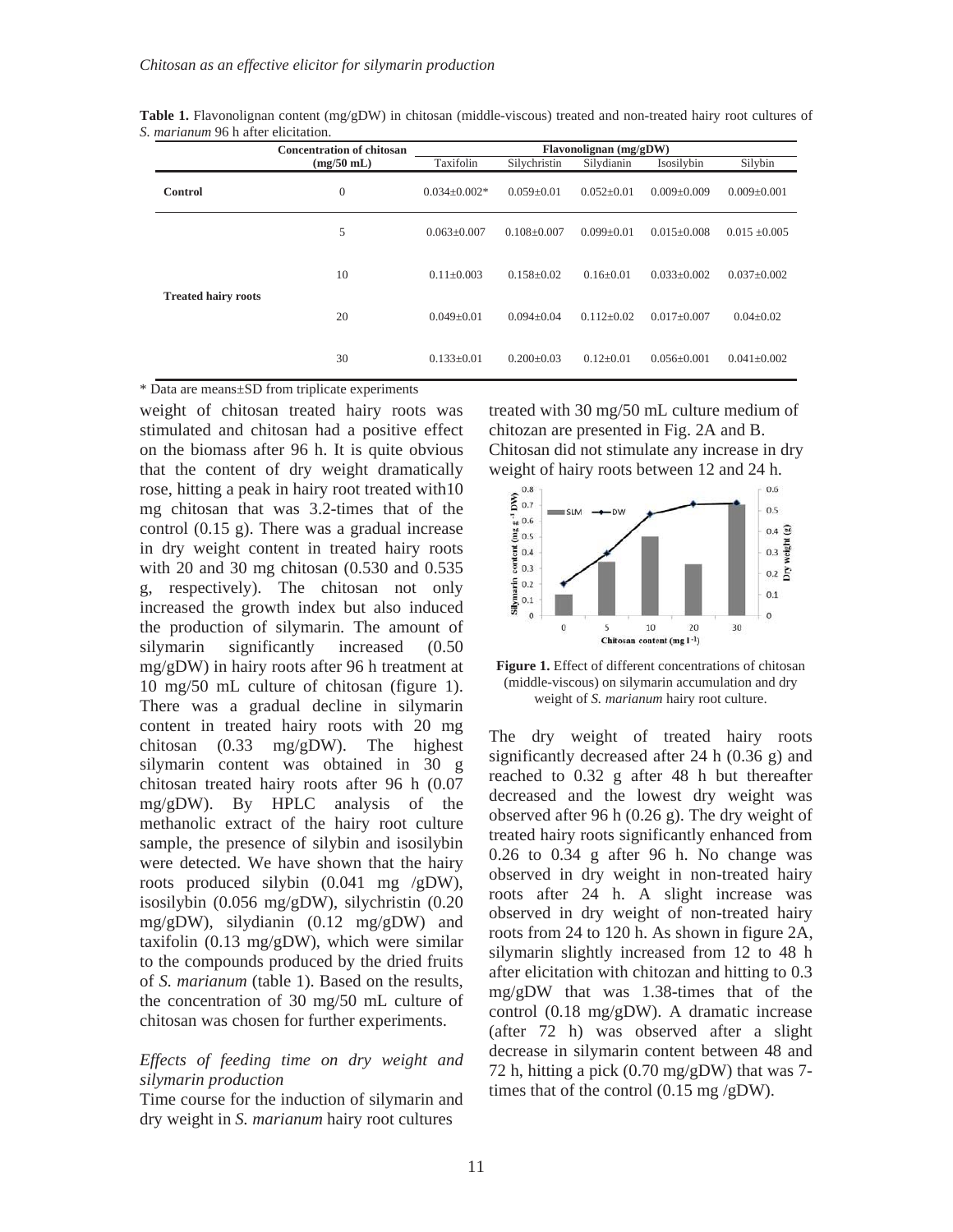**Table 1.** Flavonolignan content (mg/gDW) in chitosan (middle-viscous) treated and non-treated hairy root cultures of *S. marianum* 96 h after elicitation.

| | Concentration of chitosan (mg/50 mL) | Flavonolignan (mg/gDW) | | | | |
|---|---|---|---|---|---|---|
| | | Taxifolin | Silychristin | Silydianin | Isosilybin | Silybin |
| **Control** | 0 | 0.034±0.002* | 0.059±0.01 | 0.052±0.01 | 0.009±0.009 | 0.009±0.001 |
| **Treated hairy roots** | 5 | 0.063±0.007 | 0.108±0.007 | 0.099±0.01 | 0.015±0.008 | 0.015 ±0.005 |
| | 10 | 0.11±0.003 | 0.158±0.02 | 0.16±0.01 | 0.033±0.002 | 0.037±0.002 |
| | 20 | 0.049±0.01 | 0.094±0.04 | 0.112±0.02 | 0.017±0.007 | 0.04±0.02 |
| | 30 | 0.133±0.01 | 0.200±0.03 | 0.12±0.01 | 0.056±0.001 | 0.041±0.002 |

\* Data are means±SD from triplicate experiments

weight of chitosan treated hairy roots was stimulated and chitosan had a positive effect on the biomass after 96 h. It is quite obvious that the content of dry weight dramatically rose, hitting a peak in hairy root treated with10 mg chitosan that was 3.2-times that of the control (0.15 g). There was a gradual increase in dry weight content in treated hairy roots with 20 and 30 mg chitosan (0.530 and 0.535 g, respectively). The chitosan not only increased the growth index but also induced the production of silymarin. The amount of silymarin significantly increased (0.50 mg/gDW) in hairy roots after 96 h treatment at 10 mg/50 mL culture of chitosan (figure 1). There was a gradual decline in silymarin content in treated hairy roots with 20 mg chitosan (0.33 mg/gDW). The highest silymarin content was obtained in 30 g chitosan treated hairy roots after 96 h (0.07 mg/gDW). By HPLC analysis of the methanolic extract of the hairy root culture sample, the presence of silybin and isosilybin were detected. We have shown that the hairy roots produced silybin (0.041 mg /gDW), isosilybin (0.056 mg/gDW), silychristin (0.20 mg/gDW), silydianin (0.12 mg/gDW) and taxifolin (0.13 mg/gDW), which were similar to the compounds produced by the dried fruits of *S. marianum* (table 1). Based on the results, the concentration of 30 mg/50 mL culture of chitosan was chosen for further experiments.

*Effects of feeding time on dry weight and silymarin production*

Time course for the induction of silymarin and dry weight in *S. marianum* hairy root cultures treated with 30 mg/50 mL culture medium of chitozan are presented in Fig. 2A and B. Chitosan did not stimulate any increase in dry weight of hairy roots between 12 and 24 h.

**Figure 1.** Effect of different concentrations of chitosan (middle-viscous) on silymarin accumulation and dry weight of *S. marianum* hairy root culture.

The dry weight of treated hairy roots significantly decreased after 24 h (0.36 g) and reached to 0.32 g after 48 h but thereafter decreased and the lowest dry weight was observed after 96 h (0.26 g). The dry weight of treated hairy roots significantly enhanced from 0.26 to 0.34 g after 96 h. No change was observed in dry weight in non-treated hairy roots after 24 h. A slight increase was observed in dry weight of non-treated hairy roots from 24 to 120 h. As shown in figure 2A, silymarin slightly increased from 12 to 48 h after elicitation with chitozan and hitting to 0.3 mg/gDW that was 1.38-times that of the control (0.18 mg/gDW). A dramatic increase (after 72 h) was observed after a slight decrease in silymarin content between 48 and 72 h, hitting a pick (0.70 mg/gDW) that was 7-times that of the control (0.15 mg /gDW).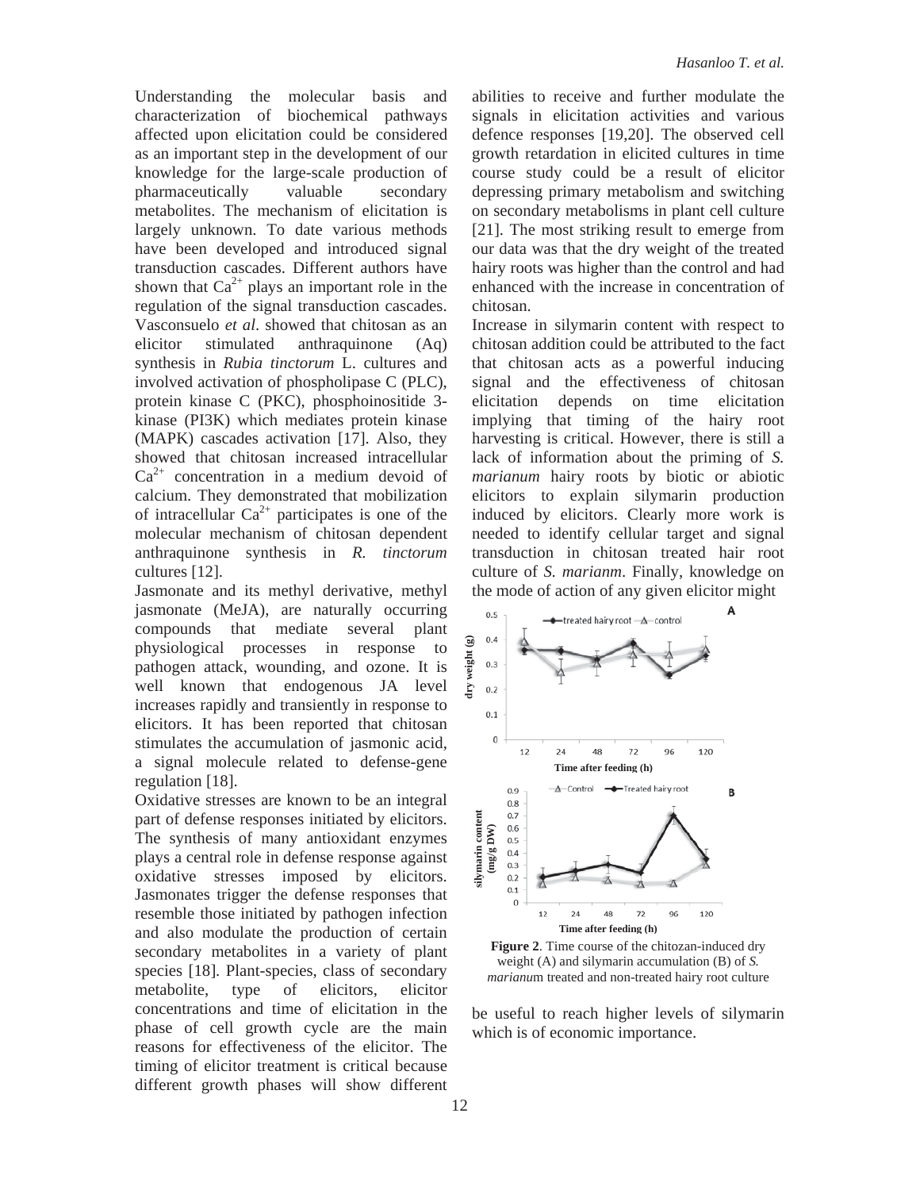Understanding the molecular basis and characterization of biochemical pathways affected upon elicitation could be considered as an important step in the development of our knowledge for the large-scale production of pharmaceutically valuable secondary metabolites. The mechanism of elicitation is largely unknown. To date various methods have been developed and introduced signal transduction cascades. Different authors have shown that $Ca^{2+}$ plays an important role in the regulation of the signal transduction cascades. Vasconsuelo *et al*. showed that chitosan as an elicitor stimulated anthraquinone (Aq) synthesis in *Rubia tinctorum* L. cultures and involved activation of phospholipase C (PLC), protein kinase C (PKC), phosphoinositide 3-kinase (PI3K) which mediates protein kinase (MAPK) cascades activation [17]. Also, they showed that chitosan increased intracellular $Ca^{2+}$ concentration in a medium devoid of calcium. They demonstrated that mobilization of intracellular $Ca^{2+}$ participates is one of the molecular mechanism of chitosan dependent anthraquinone synthesis in *R. tinctorum* cultures [12].

Jasmonate and its methyl derivative, methyl jasmonate (MeJA), are naturally occurring compounds that mediate several plant physiological processes in response to pathogen attack, wounding, and ozone. It is well known that endogenous JA level increases rapidly and transiently in response to elicitors. It has been reported that chitosan stimulates the accumulation of jasmonic acid, a signal molecule related to defense-gene regulation [18].

Oxidative stresses are known to be an integral part of defense responses initiated by elicitors. The synthesis of many antioxidant enzymes plays a central role in defense response against oxidative stresses imposed by elicitors. Jasmonates trigger the defense responses that resemble those initiated by pathogen infection and also modulate the production of certain secondary metabolites in a variety of plant species [18]. Plant-species, class of secondary metabolite, type of elicitors, elicitor concentrations and time of elicitation in the phase of cell growth cycle are the main reasons for effectiveness of the elicitor. The timing of elicitor treatment is critical because different growth phases will show different abilities to receive and further modulate the signals in elicitation activities and various defence responses [19,20]. The observed cell growth retardation in elicited cultures in time course study could be a result of elicitor depressing primary metabolism and switching on secondary metabolisms in plant cell culture [21]. The most striking result to emerge from our data was that the dry weight of the treated hairy roots was higher than the control and had enhanced with the increase in concentration of chitosan.

Increase in silymarin content with respect to chitosan addition could be attributed to the fact that chitosan acts as a powerful inducing signal and the effectiveness of chitosan elicitation depends on time elicitation implying that timing of the hairy root harvesting is critical. However, there is still a lack of information about the priming of *S. marianum* hairy roots by biotic or abiotic elicitors to explain silymarin production induced by elicitors. Clearly more work is needed to identify cellular target and signal transduction in chitosan treated hair root culture of *S. marianm*. Finally, knowledge on the mode of action of any given elicitor might be useful to reach higher levels of silymarin which is of economic importance.

**Figure 2**. Time course of the chitozan-induced dry weight (A) and silymarin accumulation (B) of *S. marianum* treated and non-treated hairy root culture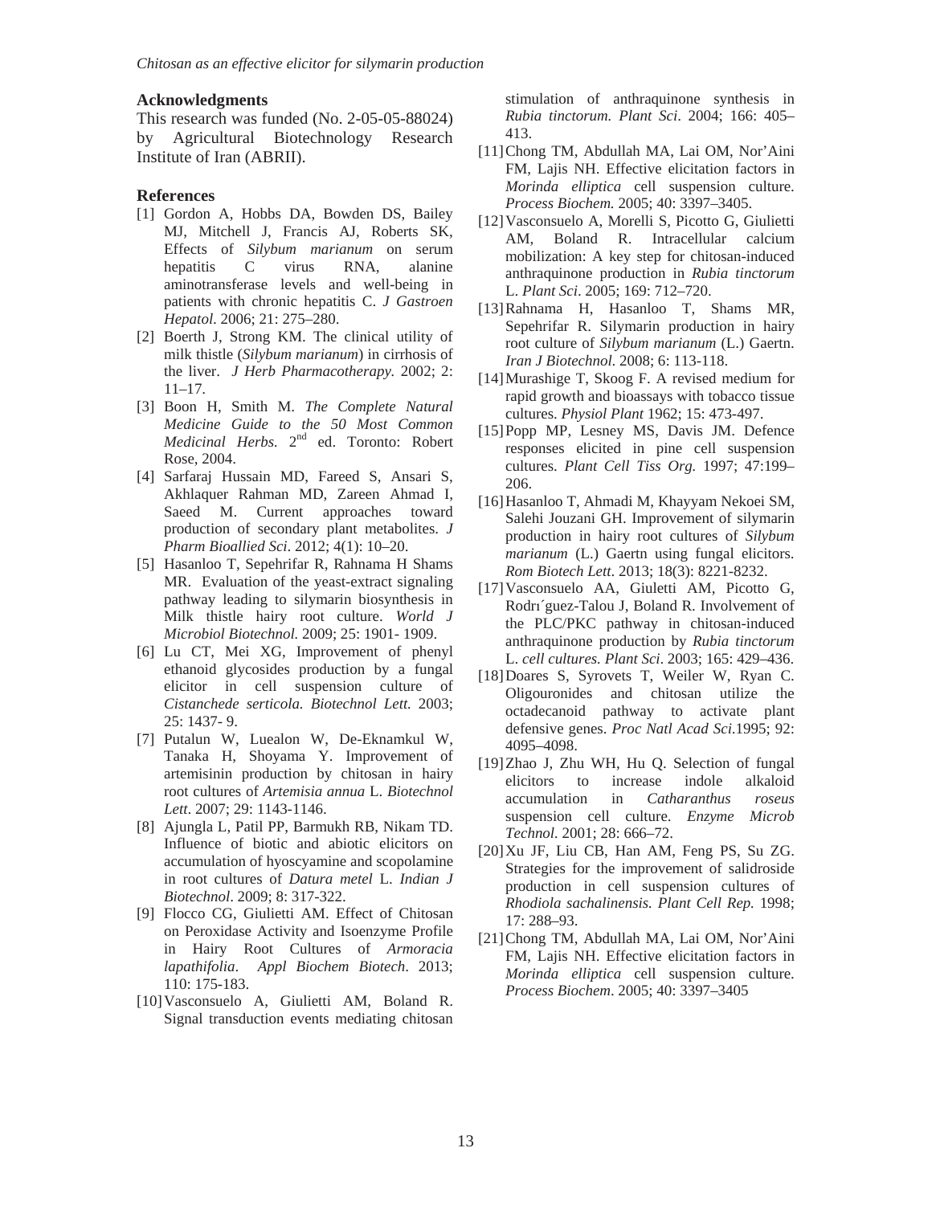## Acknowledgments

This research was funded (No. 2-05-05-88024) by Agricultural Biotechnology Research Institute of Iran (ABRII).

## References

[1] Gordon A, Hobbs DA, Bowden DS, Bailey MJ, Mitchell J, Francis AJ, Roberts SK, Effects of *Silybum marianum* on serum hepatitis C virus RNA, alanine aminotransferase levels and well-being in patients with chronic hepatitis C. *J Gastroen Hepatol*. 2006; 21: 275–280.

[2] Boerth J, Strong KM. The clinical utility of milk thistle (*Silybum marianum*) in cirrhosis of the liver. *J Herb Pharmacotherapy.* 2002; 2: 11–17.

[3] Boon H, Smith M. *The Complete Natural Medicine Guide to the 50 Most Common Medicinal Herbs.* 2nd ed. Toronto: Robert Rose, 2004.

[4] Sarfaraj Hussain MD, Fareed S, Ansari S, Akhlaquer Rahman MD, Zareen Ahmad I, Saeed M. Current approaches toward production of secondary plant metabolites. *J Pharm Bioallied Sci*. 2012; 4(1): 10–20.

[5] Hasanloo T, Sepehrifar R, Rahnama H Shams MR. Evaluation of the yeast-extract signaling pathway leading to silymarin biosynthesis in Milk thistle hairy root culture. *World J Microbiol Biotechnol.* 2009; 25: 1901- 1909.

[6] Lu CT, Mei XG, Improvement of phenyl ethanoid glycosides production by a fungal elicitor in cell suspension culture of *Cistanchede serticola. Biotechnol Lett.* 2003; 25: 1437- 9.

[7] Putalun W, Luealon W, De-Eknamkul W, Tanaka H, Shoyama Y. Improvement of artemisinin production by chitosan in hairy root cultures of *Artemisia annua* L. *Biotechnol Lett*. 2007; 29: 1143-1146.

[8] Ajungla L, Patil PP, Barmukh RB, Nikam TD. Influence of biotic and abiotic elicitors on accumulation of hyoscyamine and scopolamine in root cultures of *Datura metel* L. *Indian J Biotechnol*. 2009; 8: 317-322.

[9] Flocco CG, Giulietti AM. Effect of Chitosan on Peroxidase Activity and Isoenzyme Profile in Hairy Root Cultures of *Armoracia lapathifolia*. *Appl Biochem Biotech*. 2013; 110: 175-183.

[10] Vasconsuelo A, Giulietti AM, Boland R. Signal transduction events mediating chitosan stimulation of anthraquinone synthesis in *Rubia tinctorum. Plant Sci*. 2004; 166: 405–413.

[11] Chong TM, Abdullah MA, Lai OM, Nor'Aini FM, Lajis NH. Effective elicitation factors in *Morinda elliptica* cell suspension culture. *Process Biochem.* 2005; 40: 3397–3405.

[12] Vasconsuelo A, Morelli S, Picotto G, Giulietti AM, Boland R. Intracellular calcium mobilization: A key step for chitosan-induced anthraquinone production in *Rubia tinctorum* L. *Plant Sci*. 2005; 169: 712–720.

[13] Rahnama H, Hasanloo T, Shams MR, Sepehrifar R. Silymarin production in hairy root culture of *Silybum marianum* (L.) Gaertn. *Iran J Biotechnol*. 2008; 6: 113-118.

[14] Murashige T, Skoog F. A revised medium for rapid growth and bioassays with tobacco tissue cultures. *Physiol Plant* 1962; 15: 473-497.

[15] Popp MP, Lesney MS, Davis JM. Defence responses elicited in pine cell suspension cultures. *Plant Cell Tiss Org.* 1997; 47:199–206.

[16] Hasanloo T, Ahmadi M, Khayyam Nekoei SM, Salehi Jouzani GH. Improvement of silymarin production in hairy root cultures of *Silybum marianum* (L.) Gaertn using fungal elicitors. *Rom Biotech Lett*. 2013; 18(3): 8221-8232.

[17] Vasconsuelo AA, Giuletti AM, Picotto G, Rodrı´guez-Talou J, Boland R. Involvement of the PLC/PKC pathway in chitosan-induced anthraquinone production by *Rubia tinctorum* L. *cell cultures. Plant Sci*. 2003; 165: 429–436.

[18] Doares S, Syrovets T, Weiler W, Ryan C. Oligouronides and chitosan utilize the octadecanoid pathway to activate plant defensive genes. *Proc Natl Acad Sci.*1995; 92: 4095–4098.

[19] Zhao J, Zhu WH, Hu Q. Selection of fungal elicitors to increase indole alkaloid accumulation in *Catharanthus roseus* suspension cell culture. *Enzyme Microb Technol.* 2001; 28: 666–72.

[20] Xu JF, Liu CB, Han AM, Feng PS, Su ZG. Strategies for the improvement of salidroside production in cell suspension cultures of *Rhodiola sachalinensis. Plant Cell Rep.* 1998; 17: 288–93.

[21] Chong TM, Abdullah MA, Lai OM, Nor'Aini FM, Lajis NH. Effective elicitation factors in *Morinda elliptica* cell suspension culture. *Process Biochem*. 2005; 40: 3397–3405